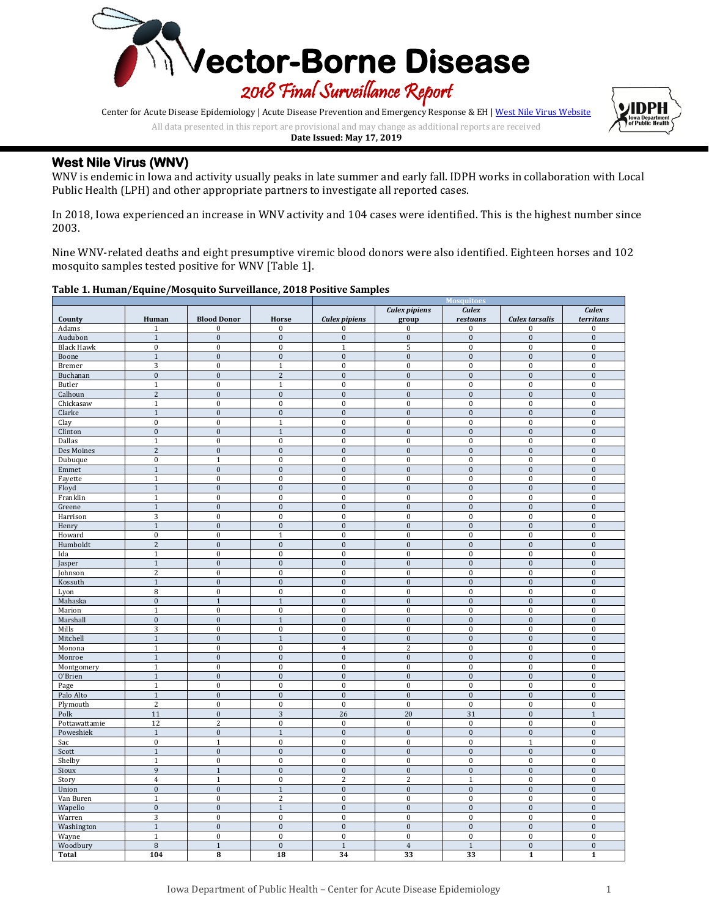# Vector-Borne Disease

## 2018 Final Surveillance Report

Center for Acute Disease Epidemiology | Acute Disease Prevention and Emergency Response & EH | West Nile Virus Website

All data presented in this report are provisional and may change as additional reports are received

**Date Issued: May 17, 2019**

## West Nile Virus (WNV)

WNV is endemic in Iowa and activity usually peaks in late summer and early fall. IDPH works in collaboration with Local Public Health (LPH) and other appropriate partners to investigate all reported cases.

In 2018, Iowa experienced an increase in WNV activity and 104 cases were identified. This is the highest number since 2003.

Nine WNV-related deaths and eight presumptive viremic blood donors were also identified. Eighteen horses and 102 mosquito samples tested positive for WNV [Table 1].

**Table 1. Human/Equine/Mosquito Surveillance, 2018 Positive Samples**

| | | | | Mosquitoes | | | | |
|---|---|---|---|---|---|---|---|---|
| County | Human | Blood Donor | Horse | *Culex pipiens* | *Culex pipiens* group | *Culex restuans* | *Culex tarsalis* | *Culex territans* |
| Adams | 1 | 0 | 0 | 0 | 0 | 0 | 0 | 0 |
| Audubon | 1 | 0 | 0 | 0 | 0 | 0 | 0 | 0 |
| Black Hawk | 0 | 0 | 0 | 1 | 5 | 0 | 0 | 0 |
| Boone | 1 | 0 | 0 | 0 | 0 | 0 | 0 | 0 |
| Bremer | 3 | 0 | 1 | 0 | 0 | 0 | 0 | 0 |
| Buchanan | 0 | 0 | 2 | 0 | 0 | 0 | 0 | 0 |
| Butler | 1 | 0 | 1 | 0 | 0 | 0 | 0 | 0 |
| Calhoun | 2 | 0 | 0 | 0 | 0 | 0 | 0 | 0 |
| Chickasaw | 1 | 0 | 0 | 0 | 0 | 0 | 0 | 0 |
| Clarke | 1 | 0 | 0 | 0 | 0 | 0 | 0 | 0 |
| Clay | 0 | 0 | 1 | 0 | 0 | 0 | 0 | 0 |
| Clinton | 0 | 0 | 1 | 0 | 0 | 0 | 0 | 0 |
| Dallas | 1 | 0 | 0 | 0 | 0 | 0 | 0 | 0 |
| Des Moines | 2 | 0 | 0 | 0 | 0 | 0 | 0 | 0 |
| Dubuque | 0 | 1 | 0 | 0 | 0 | 0 | 0 | 0 |
| Emmet | 1 | 0 | 0 | 0 | 0 | 0 | 0 | 0 |
| Fayette | 1 | 0 | 0 | 0 | 0 | 0 | 0 | 0 |
| Floyd | 1 | 0 | 0 | 0 | 0 | 0 | 0 | 0 |
| Franklin | 1 | 0 | 0 | 0 | 0 | 0 | 0 | 0 |
| Greene | 1 | 0 | 0 | 0 | 0 | 0 | 0 | 0 |
| Harrison | 3 | 0 | 0 | 0 | 0 | 0 | 0 | 0 |
| Henry | 1 | 0 | 0 | 0 | 0 | 0 | 0 | 0 |
| Howard | 0 | 0 | 1 | 0 | 0 | 0 | 0 | 0 |
| Humboldt | 2 | 0 | 0 | 0 | 0 | 0 | 0 | 0 |
| Ida | 1 | 0 | 0 | 0 | 0 | 0 | 0 | 0 |
| Jasper | 1 | 0 | 0 | 0 | 0 | 0 | 0 | 0 |
| Johnson | 2 | 0 | 0 | 0 | 0 | 0 | 0 | 0 |
| Kossuth | 1 | 0 | 0 | 0 | 0 | 0 | 0 | 0 |
| Lyon | 8 | 0 | 0 | 0 | 0 | 0 | 0 | 0 |
| Mahaska | 0 | 1 | 1 | 0 | 0 | 0 | 0 | 0 |
| Marion | 1 | 0 | 0 | 0 | 0 | 0 | 0 | 0 |
| Marshall | 0 | 0 | 1 | 0 | 0 | 0 | 0 | 0 |
| Mills | 3 | 0 | 0 | 0 | 0 | 0 | 0 | 0 |
| Mitchell | 1 | 0 | 1 | 0 | 0 | 0 | 0 | 0 |
| Monona | 1 | 0 | 0 | 4 | 2 | 0 | 0 | 0 |
| Monroe | 1 | 0 | 0 | 0 | 0 | 0 | 0 | 0 |
| Montgomery | 1 | 0 | 0 | 0 | 0 | 0 | 0 | 0 |
| O'Brien | 1 | 0 | 0 | 0 | 0 | 0 | 0 | 0 |
| Page | 1 | 0 | 0 | 0 | 0 | 0 | 0 | 0 |
| Palo Alto | 1 | 0 | 0 | 0 | 0 | 0 | 0 | 0 |
| Plymouth | 2 | 0 | 0 | 0 | 0 | 0 | 0 | 0 |
| Polk | 11 | 0 | 3 | 26 | 20 | 31 | 0 | 1 |
| Pottawattamie | 12 | 2 | 0 | 0 | 0 | 0 | 0 | 0 |
| Poweshiek | 1 | 0 | 1 | 0 | 0 | 0 | 0 | 0 |
| Sac | 0 | 1 | 0 | 0 | 0 | 0 | 1 | 0 |
| Scott | 1 | 0 | 0 | 0 | 0 | 0 | 0 | 0 |
| Shelby | 1 | 0 | 0 | 0 | 0 | 0 | 0 | 0 |
| Sioux | 9 | 1 | 0 | 0 | 0 | 0 | 0 | 0 |
| Story | 4 | 1 | 0 | 2 | 2 | 1 | 0 | 0 |
| Union | 0 | 0 | 1 | 0 | 0 | 0 | 0 | 0 |
| Van Buren | 1 | 0 | 2 | 0 | 0 | 0 | 0 | 0 |
| Wapello | 0 | 0 | 1 | 0 | 0 | 0 | 0 | 0 |
| Warren | 3 | 0 | 0 | 0 | 0 | 0 | 0 | 0 |
| Washington | 1 | 0 | 0 | 0 | 0 | 0 | 0 | 0 |
| Wayne | 1 | 0 | 0 | 0 | 0 | 0 | 0 | 0 |
| Woodbury | 8 | 1 | 0 | 1 | 4 | 1 | 0 | 0 |
| **Total** | **104** | **8** | **18** | **34** | **33** | **33** | **1** | **1** |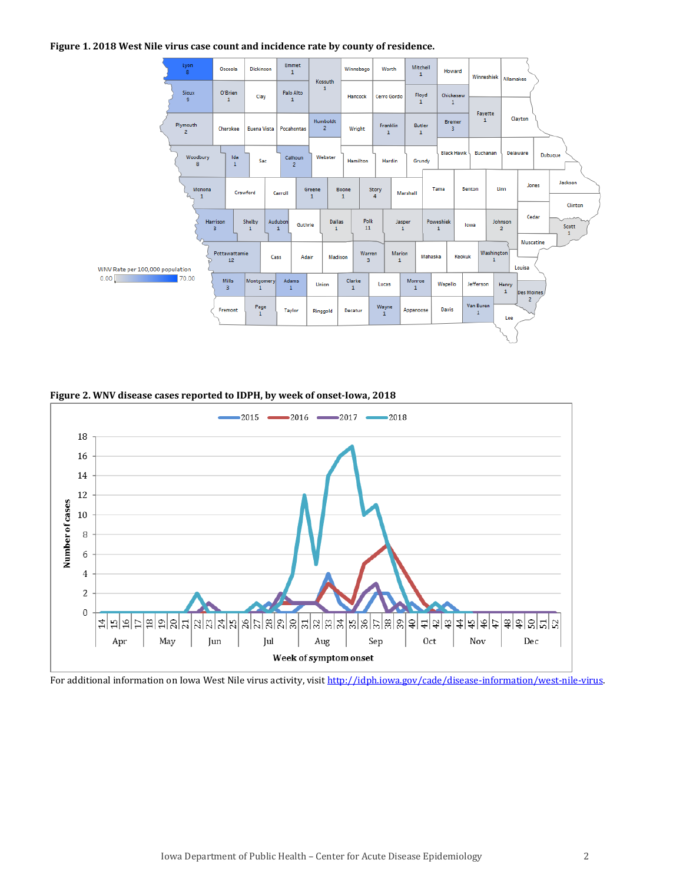**Figure 1. 2018 West Nile virus case count and incidence rate by county of residence.**

**Figure 2. WNV disease cases reported to IDPH, by week of onset-Iowa, 2018**

For additional information on Iowa West Nile virus activity, visit http://idph.iowa.gov/cade/disease-information/west-nile-virus.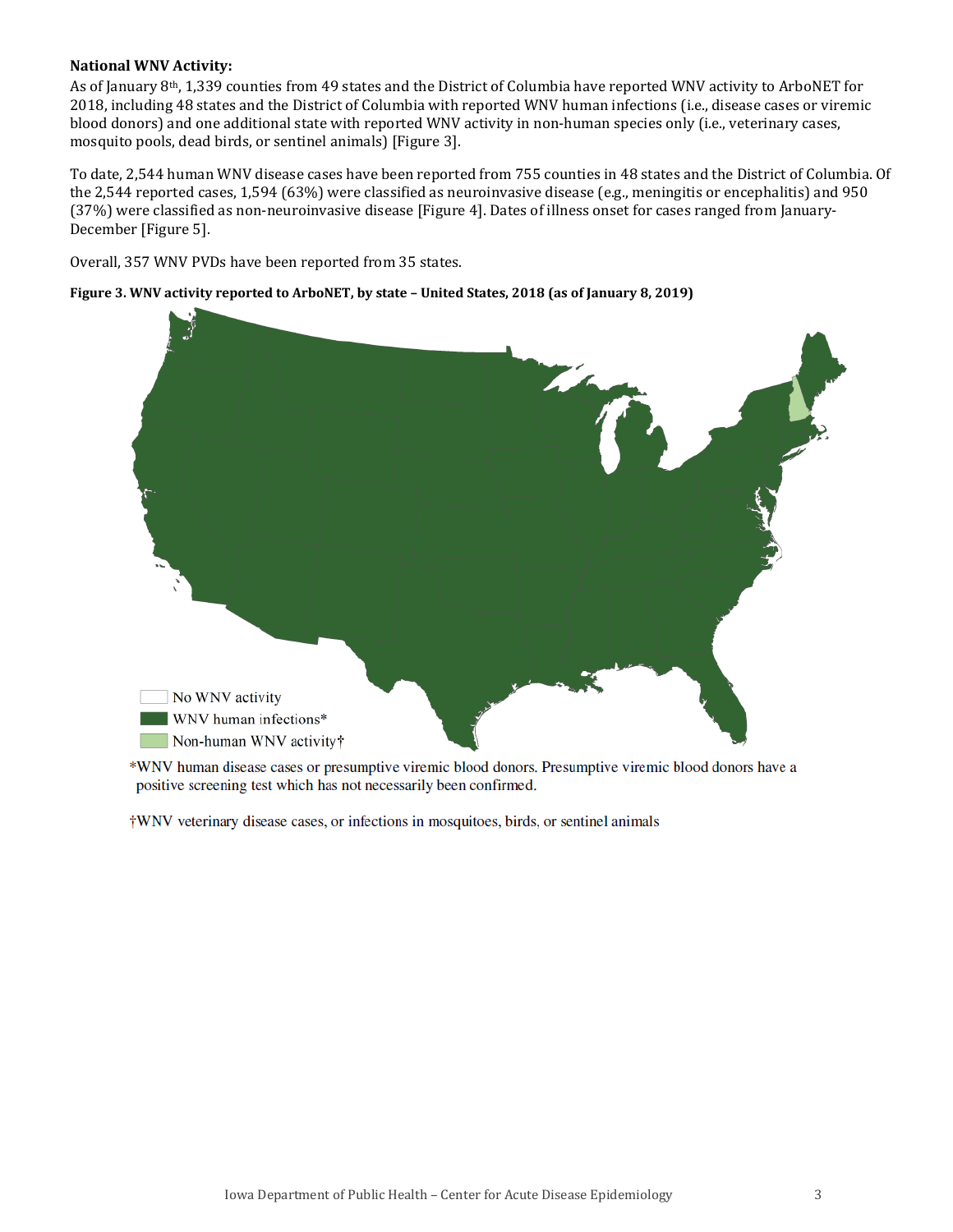**National WNV Activity:**

As of January 8th, 1,339 counties from 49 states and the District of Columbia have reported WNV activity to ArboNET for 2018, including 48 states and the District of Columbia with reported WNV human infections (i.e., disease cases or viremic blood donors) and one additional state with reported WNV activity in non-human species only (i.e., veterinary cases, mosquito pools, dead birds, or sentinel animals) [Figure 3].

To date, 2,544 human WNV disease cases have been reported from 755 counties in 48 states and the District of Columbia. Of the 2,544 reported cases, 1,594 (63%) were classified as neuroinvasive disease (e.g., meningitis or encephalitis) and 950 (37%) were classified as non-neuroinvasive disease [Figure 4]. Dates of illness onset for cases ranged from January-December [Figure 5].

Overall, 357 WNV PVDs have been reported from 35 states.

**Figure 3. WNV activity reported to ArboNET, by state – United States, 2018 (as of January 8, 2019)**

No WNV activity

WNV human infections*

Non-human WNV activity†

*WNV human disease cases or presumptive viremic blood donors. Presumptive viremic blood donors have a positive screening test which has not necessarily been confirmed.

†WNV veterinary disease cases, or infections in mosquitoes, birds, or sentinel animals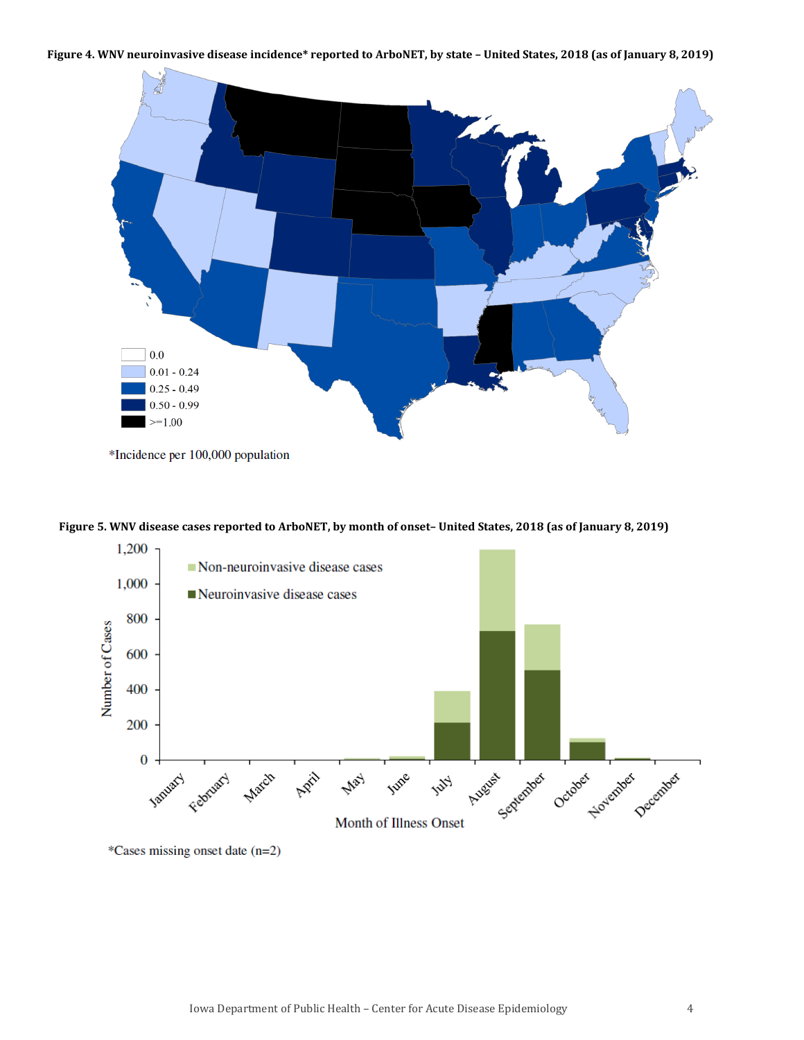**Figure 4. WNV neuroinvasive disease incidence* reported to ArboNET, by state – United States, 2018 (as of January 8, 2019)**

0.0
0.01 - 0.24
0.25 - 0.49
0.50 - 0.99
>=1.00

*Incidence per 100,000 population

**Figure 5. WNV disease cases reported to ArboNET, by month of onset– United States, 2018 (as of January 8, 2019)**

*Cases missing onset date (n=2)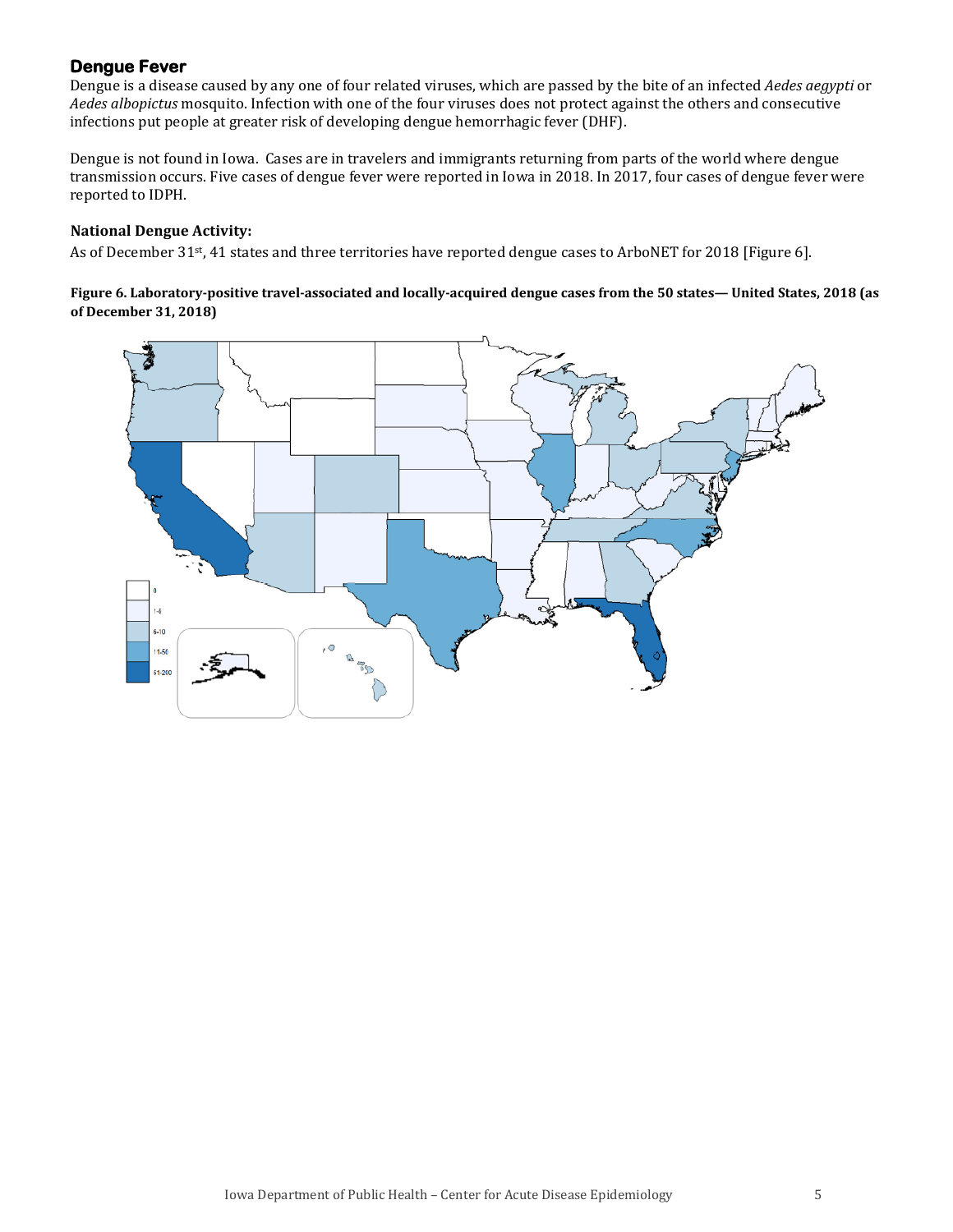## Dengue Fever

Dengue is a disease caused by any one of four related viruses, which are passed by the bite of an infected *Aedes aegypti* or *Aedes albopictus* mosquito. Infection with one of the four viruses does not protect against the others and consecutive infections put people at greater risk of developing dengue hemorrhagic fever (DHF).

Dengue is not found in Iowa. Cases are in travelers and immigrants returning from parts of the world where dengue transmission occurs. Five cases of dengue fever were reported in Iowa in 2018. In 2017, four cases of dengue fever were reported to IDPH.

### National Dengue Activity:

As of December 31st, 41 states and three territories have reported dengue cases to ArboNET for 2018 [Figure 6].

**Figure 6. Laboratory-positive travel-associated and locally-acquired dengue cases from the 50 states— United States, 2018 (as of December 31, 2018)**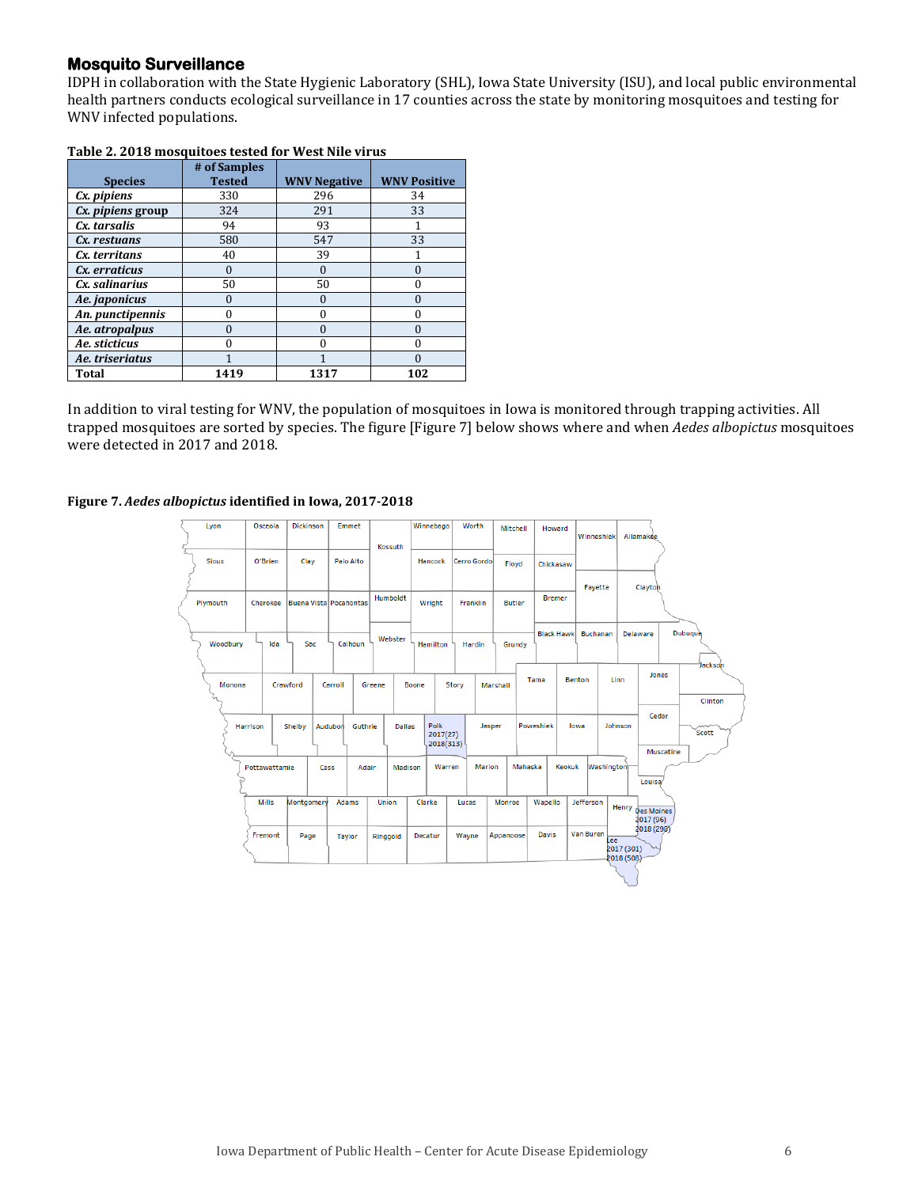## Mosquito Surveillance

IDPH in collaboration with the State Hygienic Laboratory (SHL), Iowa State University (ISU), and local public environmental health partners conducts ecological surveillance in 17 counties across the state by monitoring mosquitoes and testing for WNV infected populations.

**Table 2. 2018 mosquitoes tested for West Nile virus**

| Species | # of Samples Tested | WNV Negative | WNV Positive |
|---|---|---|---|
| ***Cx. pipiens*** | 330 | 296 | 34 |
| ***Cx. pipiens* group** | 324 | 291 | 33 |
| ***Cx. tarsalis*** | 94 | 93 | 1 |
| ***Cx. restuans*** | 580 | 547 | 33 |
| ***Cx. territans*** | 40 | 39 | 1 |
| ***Cx. erraticus*** | 0 | 0 | 0 |
| ***Cx. salinarius*** | 50 | 50 | 0 |
| ***Ae. japonicus*** | 0 | 0 | 0 |
| ***An. punctipennis*** | 0 | 0 | 0 |
| ***Ae. atropalpus*** | 0 | 0 | 0 |
| ***Ae. sticticus*** | 0 | 0 | 0 |
| ***Ae. triseriatus*** | 1 | 1 | 0 |
| **Total** | **1419** | **1317** | **102** |

In addition to viral testing for WNV, the population of mosquitoes in Iowa is monitored through trapping activities. All trapped mosquitoes are sorted by species. The figure [Figure 7] below shows where and when *Aedes albopictus* mosquitoes were detected in 2017 and 2018.

**Figure 7. *Aedes albopictus* identified in Iowa, 2017-2018**

Polk: 2017 (27), 2018 (313)
Des Moines: 2017 (96), 2018 (298)
Lee: 2017 (301), 2018 (506)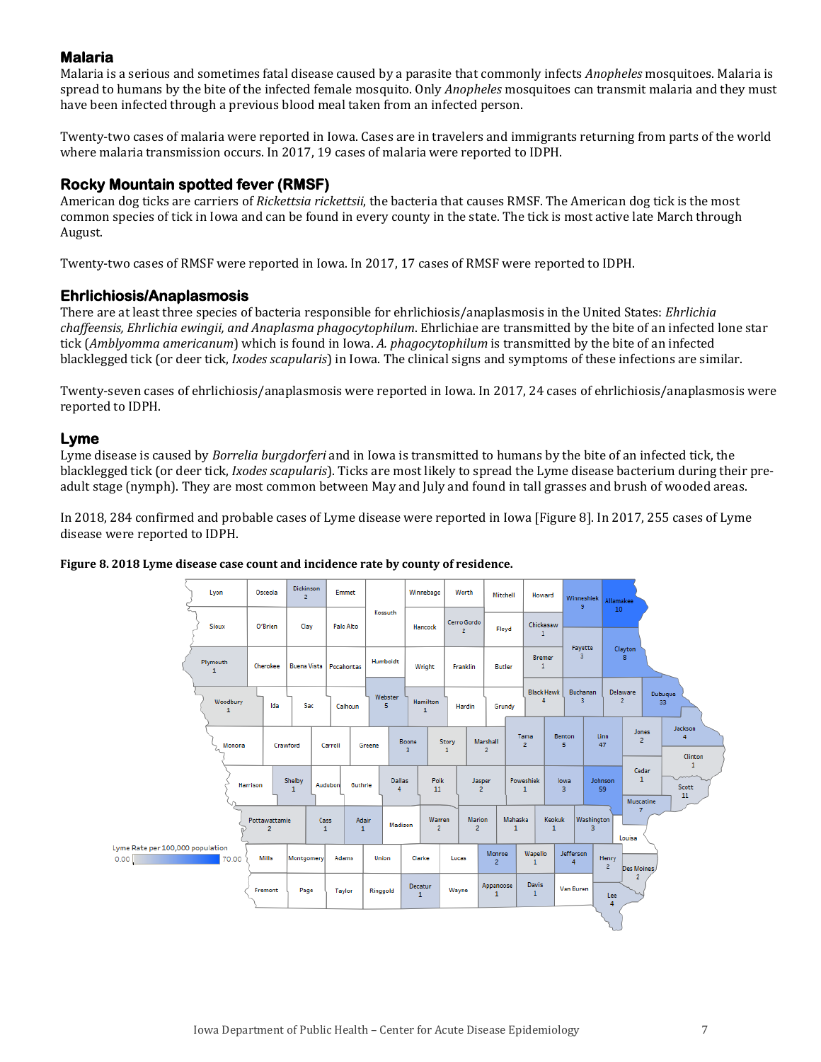## Malaria

Malaria is a serious and sometimes fatal disease caused by a parasite that commonly infects *Anopheles* mosquitoes. Malaria is spread to humans by the bite of the infected female mosquito. Only *Anopheles* mosquitoes can transmit malaria and they must have been infected through a previous blood meal taken from an infected person.

Twenty-two cases of malaria were reported in Iowa. Cases are in travelers and immigrants returning from parts of the world where malaria transmission occurs. In 2017, 19 cases of malaria were reported to IDPH.

## Rocky Mountain spotted fever (RMSF)

American dog ticks are carriers of *Rickettsia rickettsii*, the bacteria that causes RMSF. The American dog tick is the most common species of tick in Iowa and can be found in every county in the state. The tick is most active late March through August.

Twenty-two cases of RMSF were reported in Iowa. In 2017, 17 cases of RMSF were reported to IDPH.

## Ehrlichiosis/Anaplasmosis

There are at least three species of bacteria responsible for ehrlichiosis/anaplasmosis in the United States: *Ehrlichia chaffeensis, Ehrlichia ewingii, and Anaplasma phagocytophilum*. Ehrlichiae are transmitted by the bite of an infected lone star tick (*Amblyomma americanum*) which is found in Iowa. *A. phagocytophilum* is transmitted by the bite of an infected blacklegged tick (or deer tick, *Ixodes scapularis*) in Iowa. The clinical signs and symptoms of these infections are similar.

Twenty-seven cases of ehrlichiosis/anaplasmosis were reported in Iowa. In 2017, 24 cases of ehrlichiosis/anaplasmosis were reported to IDPH.

## Lyme

Lyme disease is caused by *Borrelia burgdorferi* and in Iowa is transmitted to humans by the bite of an infected tick, the blacklegged tick (or deer tick, *Ixodes scapularis*). Ticks are most likely to spread the Lyme disease bacterium during their pre-adult stage (nymph). They are most common between May and July and found in tall grasses and brush of wooded areas.

In 2018, 284 confirmed and probable cases of Lyme disease were reported in Iowa [Figure 8]. In 2017, 255 cases of Lyme disease were reported to IDPH.

**Figure 8. 2018 Lyme disease case count and incidence rate by county of residence.**

Lyme Rate per 100,000 population
0.00 70.00

Lyon, Osceola, Dickinson 2, Emmet, Kossuth, Winnebago, Worth, Mitchell, Howard, Winneshiek 9, Allamakee 10
Sioux, O'Brien, Clay, Palo Alto, Hancock, Cerro Gordo 2, Floyd, Chickasaw 1
Plymouth 1, Cherokee, Buena Vista, Pocahontas, Humboldt, Wright, Franklin, Butler, Bremer 1, Fayette 3, Clayton 8
Woodbury 1, Ida, Sac, Calhoun, Webster 5, Hamilton 1, Hardin, Grundy, Black Hawk 4, Buchanan 3, Delaware 2, Dubuque 33
Monona, Crawford, Carroll, Greene, Boone 3, Story 1, Marshall 2, Tama 2, Benton 5, Linn 47, Jones 2, Jackson 4, Clinton 1
Harrison, Shelby 1, Audubon, Guthrie, Dallas 4, Polk 11, Jasper 2, Poweshiek 1, Iowa 3, Johnson 59, Cedar 1, Scott 11, Muscatine 7
Pottawattamie 2, Cass 1, Adair 1, Madison, Warren 2, Marion 2, Mahaska 1, Keokuk 1, Washington 3, Louisa
Mills, Montgomery, Adams, Union, Clarke, Lucas, Monroe 2, Wapello 1, Jefferson 4, Henry 2, Des Moines 2
Fremont, Page, Taylor, Ringgold, Decatur 1, Wayne, Appanoose 1, Davis 1, Van Buren, Lee 4